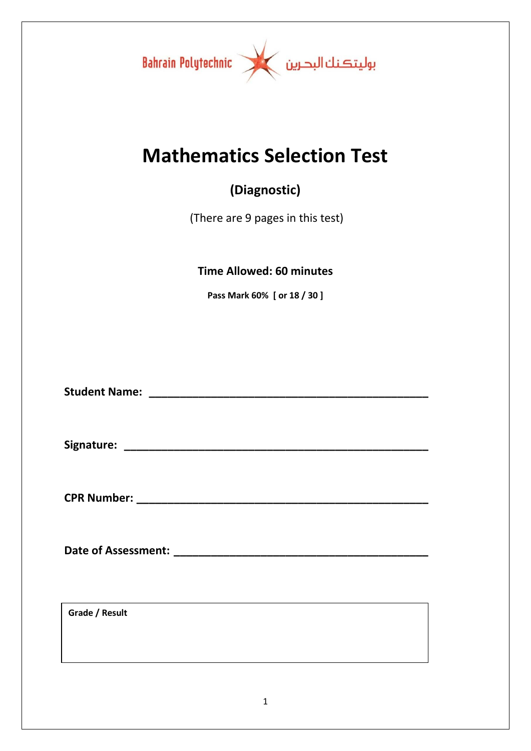Bahrain Polytechnic بوليتكنك البحرين

# Mathematics Selection Test

## (Diagnostic)

(There are 9 pages in this test)

**Time Allowed: 60 minutes**

**Pass Mark 60% [ or 18 / 30 ]**

**Student Name:** ____________________________________________

**Signature:** ________________________________________________

**CPR Number:** ______________________________________________

**Date of Assessment:** ________________________________________

| **Grade / Result** |
| --- |
| |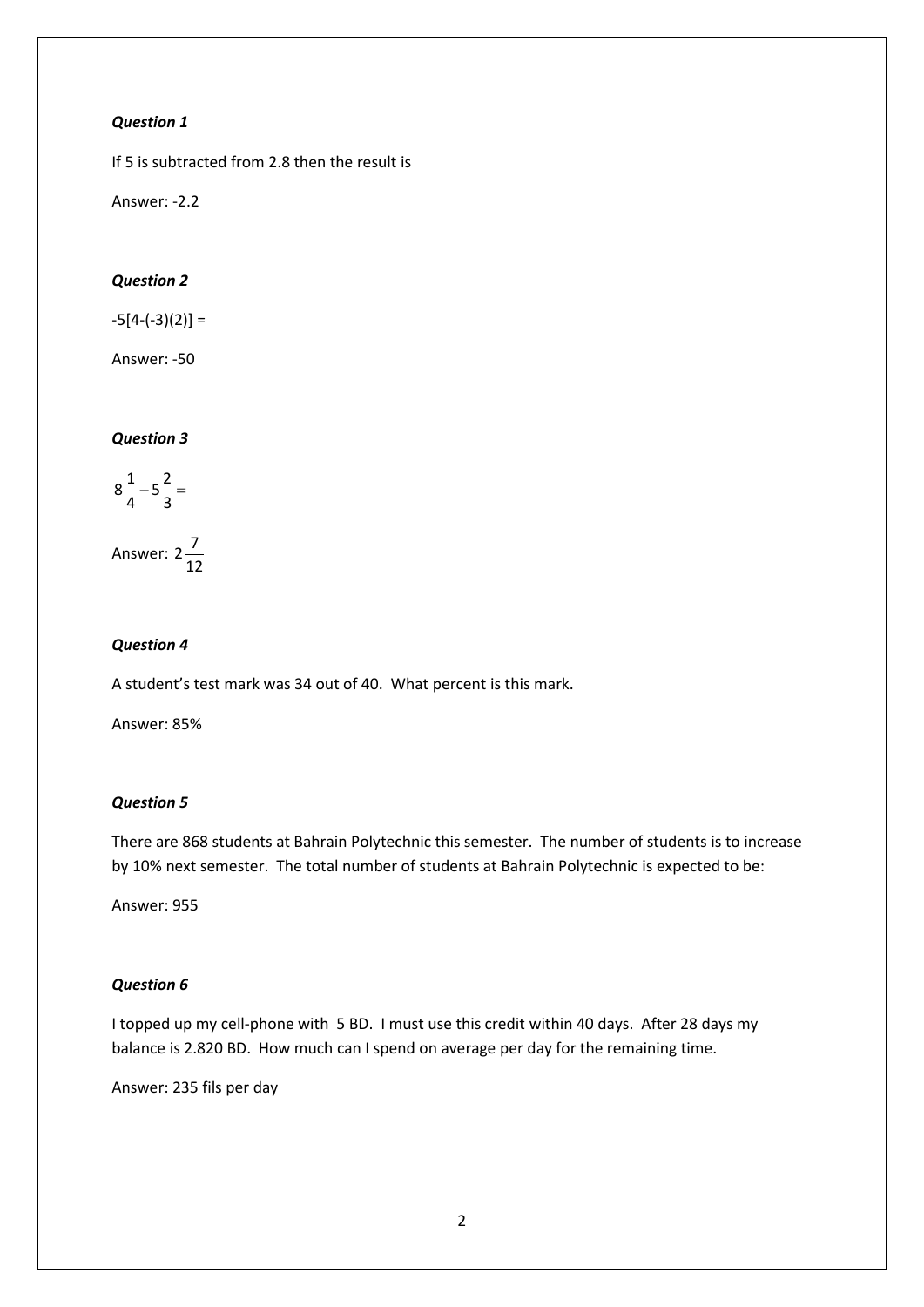***Question 1***

If 5 is subtracted from 2.8 then the result is

Answer: -2.2

***Question 2***

-5[4-(-3)(2)] =

Answer: -50

***Question 3***

$8\frac{1}{4} - 5\frac{2}{3} =$

Answer: $2\frac{7}{12}$

***Question 4***

A student's test mark was 34 out of 40. What percent is this mark.

Answer: 85%

***Question 5***

There are 868 students at Bahrain Polytechnic this semester. The number of students is to increase by 10% next semester. The total number of students at Bahrain Polytechnic is expected to be:

Answer: 955

***Question 6***

I topped up my cell-phone with 5 BD. I must use this credit within 40 days. After 28 days my balance is 2.820 BD. How much can I spend on average per day for the remaining time.

Answer: 235 fils per day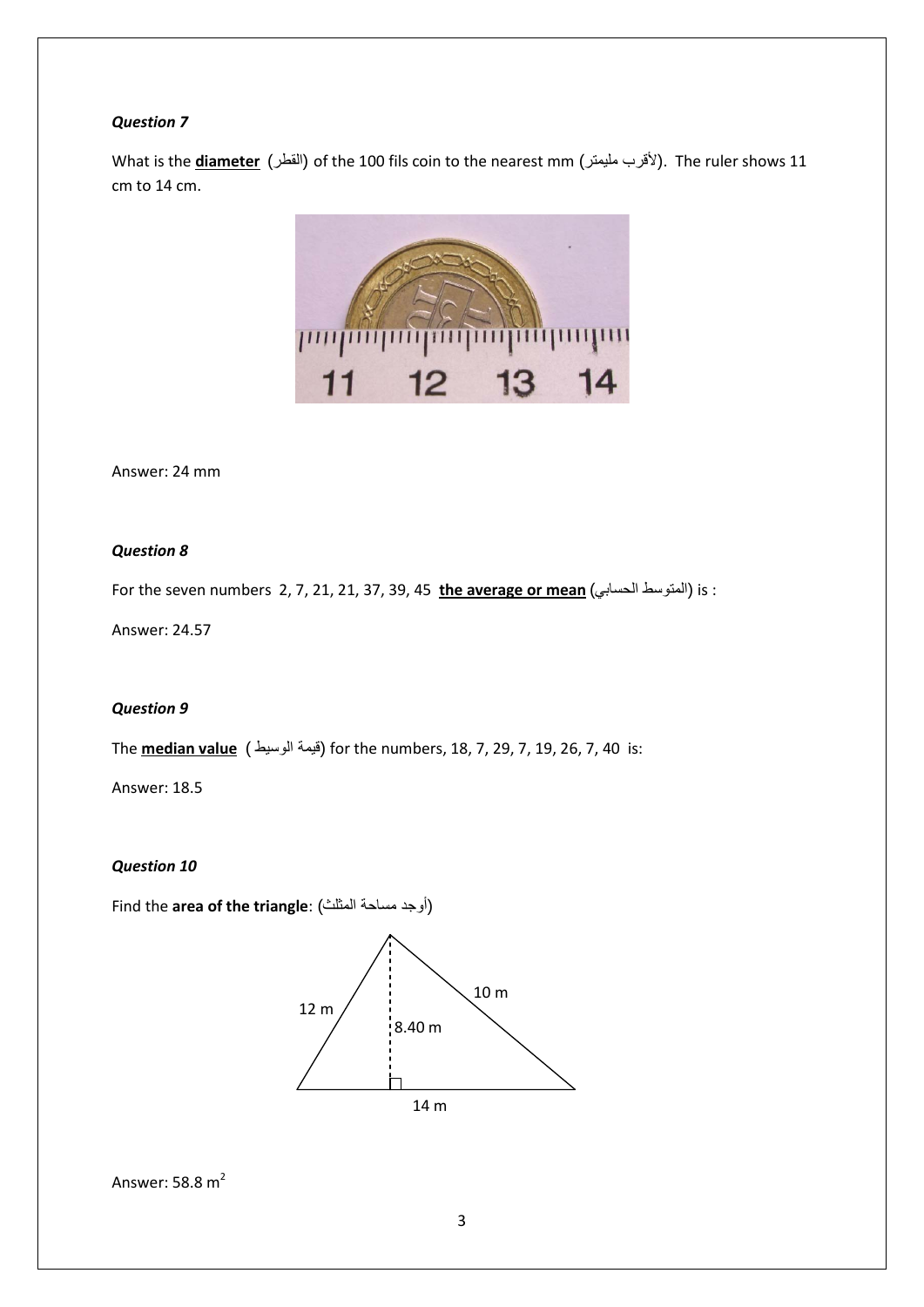### *Question 7*

What is the **diameter** (القطر) of the 100 fils coin to the nearest mm (لأقرب مليمتر). The ruler shows 11 cm to 14 cm.

Answer: 24 mm

### *Question 8*

For the seven numbers 2, 7, 21, 21, 37, 39, 45 **the average or mean** (المتوسط الحسابي) is :

Answer: 24.57

### *Question 9*

The **median value** (قيمة الوسيط) for the numbers, 18, 7, 29, 7, 19, 26, 7, 40 is:

Answer: 18.5

### *Question 10*

Find the **area of the triangle**: (أوجد مساحة المثلث)

12 m

10 m

8.40 m

14 m

Answer: 58.8 $m^2$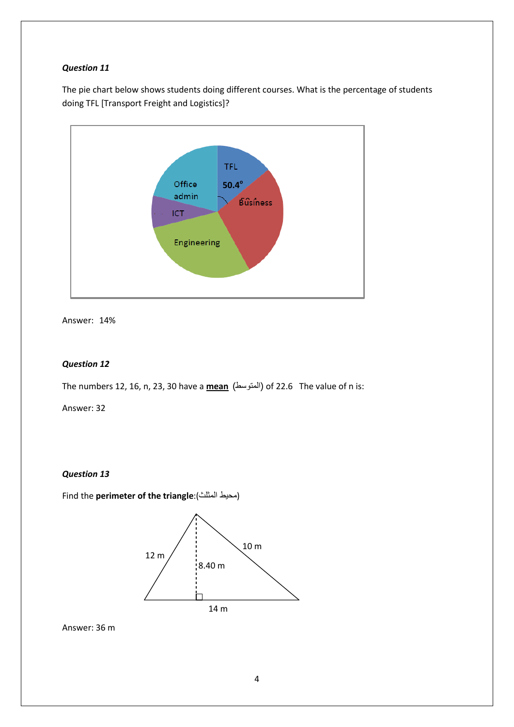***Question 11***

The pie chart below shows students doing different courses. What is the percentage of students doing TFL [Transport Freight and Logistics]?

Answer: 14%

***Question 12***

The numbers 12, 16, n, 23, 30 have a **<u>mean</u>** (المتوسط) of 22.6 The value of n is:

Answer: 32

***Question 13***

Find the **perimeter of the triangle**:(محيط المثلث)

Answer: 36 m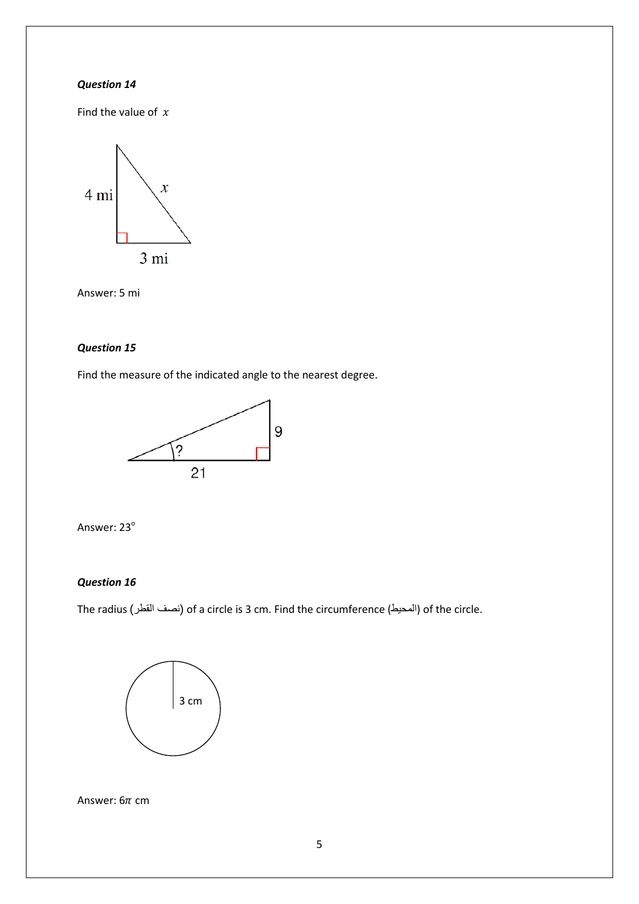***Question 14***

Find the value of $x$

Answer: 5 mi

***Question 15***

Find the measure of the indicated angle to the nearest degree.

Answer: $23^{o}$

***Question 16***

The radius (نصف القطر) of a circle is 3 cm. Find the circumference (المحيط) of the circle.

Answer: $6\pi$ cm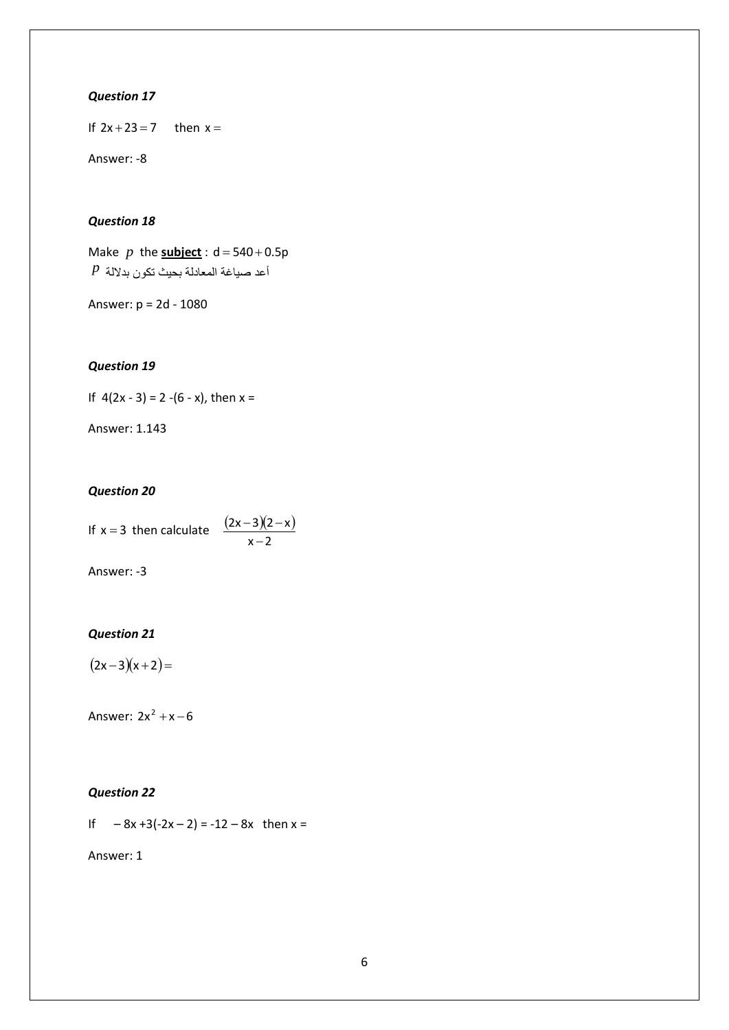***Question 17***

If $2x + 23 = 7$ then $x =$

Answer: -8

***Question 18***

Make $p$ the **subject** : $d = 540 + 0.5p$

أعد صياغة المعادلة بحيث تكون بدلالة $p$

Answer: p = 2d - 1080

***Question 19***

If 4(2x - 3) = 2 -(6 - x), then x =

Answer: 1.143

***Question 20***

If $x = 3$ then calculate $\dfrac{(2x-3)(2-x)}{x-2}$

Answer: -3

***Question 21***

$(2x-3)(x+2) =$

Answer: $2x^2 + x - 6$

***Question 22***

If – 8x +3(-2x – 2) = -12 – 8x then x =

Answer: 1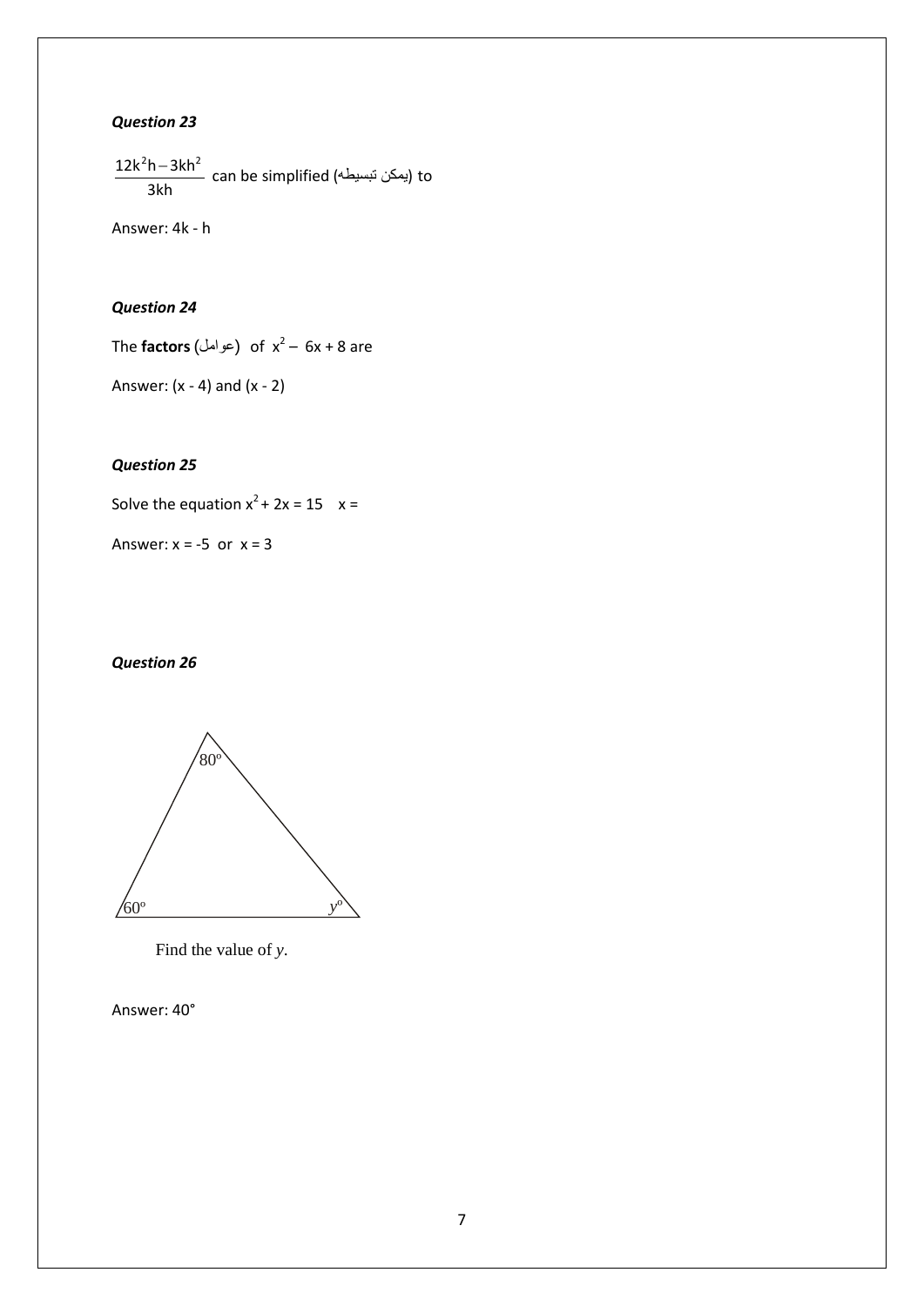***Question 23***

$\frac{12k^2h - 3kh^2}{3kh}$ can be simplified (يمكن تبسيطه) to

Answer: 4k - h

***Question 24***

The **factors** (عوامل) of $x^2 - 6x + 8$ are

Answer: (x - 4) and (x - 2)

***Question 25***

Solve the equation $x^2 + 2x = 15$  x =

Answer: x = -5 or x = 3

***Question 26***

80°

60°  y°

Find the value of *y*.

Answer: 40°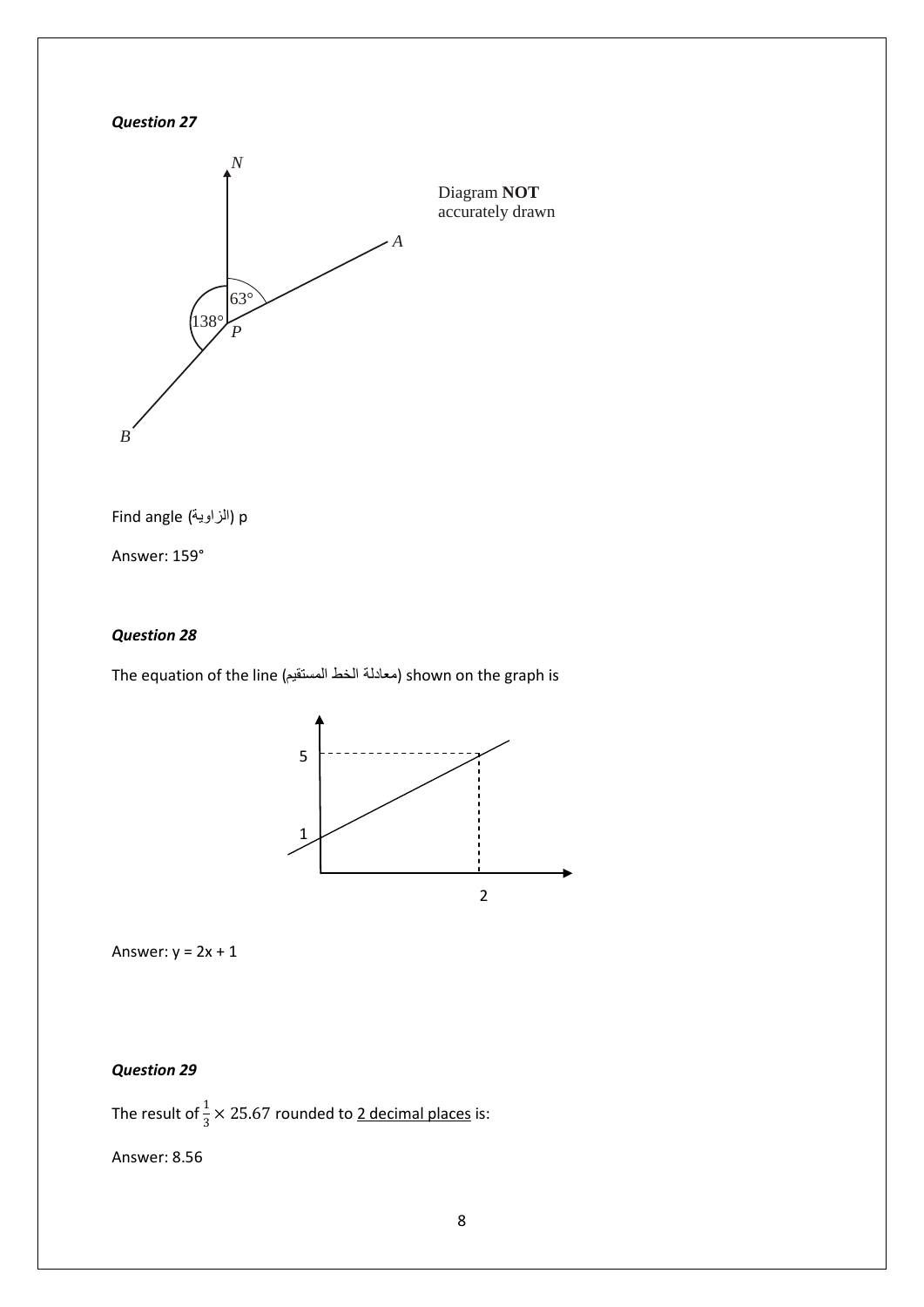***Question 27***

Diagram **NOT** accurately drawn

Find angle (الزاوية) p

Answer: 159°

***Question 28***

The equation of the line (معادلة الخط المستقيم) shown on the graph is

Answer: y = 2x + 1

***Question 29***

The result of $\frac{1}{3} \times 25.67$ rounded to <u>2 decimal places</u> is:

Answer: 8.56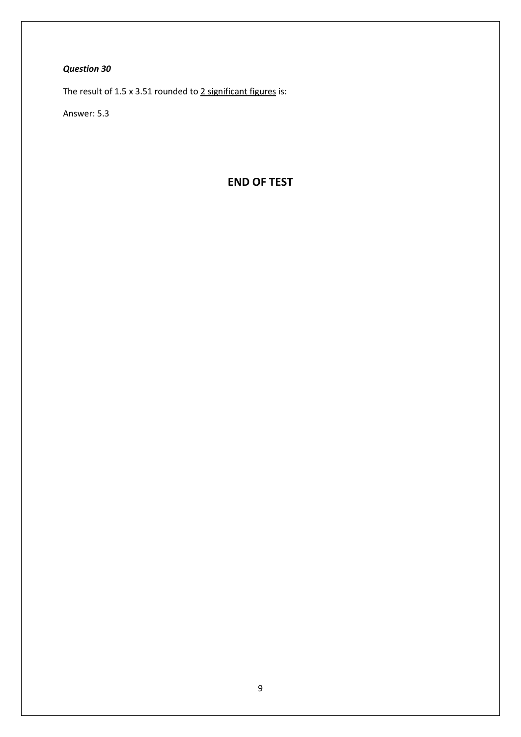***Question 30***

The result of 1.5 x 3.51 rounded to <u>2 significant figures</u> is:

Answer: 5.3

## END OF TEST